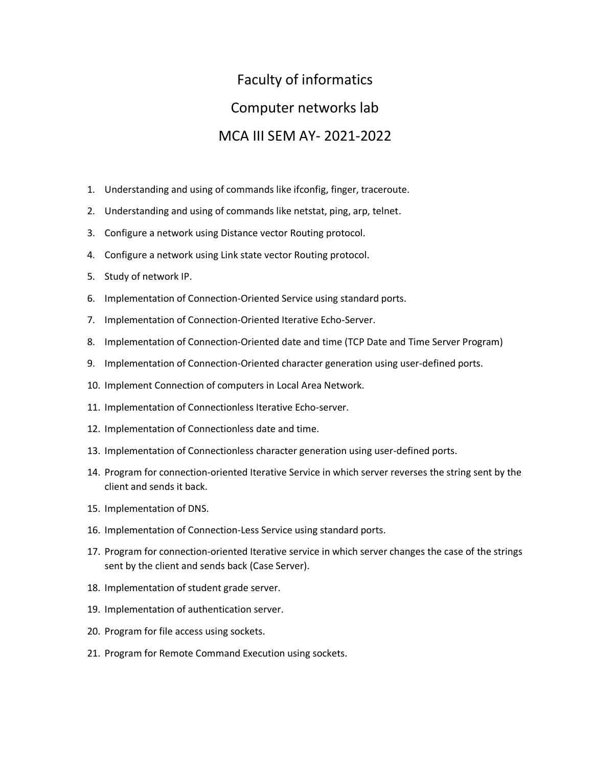# Faculty of informatics

# Computer networks lab

# MCA III SEM AY- 2021-2022

1. Understanding and using of commands like ifconfig, finger, traceroute.
2. Understanding and using of commands like netstat, ping, arp, telnet.
3. Configure a network using Distance vector Routing protocol.
4. Configure a network using Link state vector Routing protocol.
5. Study of network IP.
6. Implementation of Connection-Oriented Service using standard ports.
7. Implementation of Connection-Oriented Iterative Echo-Server.
8. Implementation of Connection-Oriented date and time (TCP Date and Time Server Program)
9. Implementation of Connection-Oriented character generation using user-defined ports.
10. Implement Connection of computers in Local Area Network.
11. Implementation of Connectionless Iterative Echo-server.
12. Implementation of Connectionless date and time.
13. Implementation of Connectionless character generation using user-defined ports.
14. Program for connection-oriented Iterative Service in which server reverses the string sent by the client and sends it back.
15. Implementation of DNS.
16. Implementation of Connection-Less Service using standard ports.
17. Program for connection-oriented Iterative service in which server changes the case of the strings sent by the client and sends back (Case Server).
18. Implementation of student grade server.
19. Implementation of authentication server.
20. Program for file access using sockets.
21. Program for Remote Command Execution using sockets.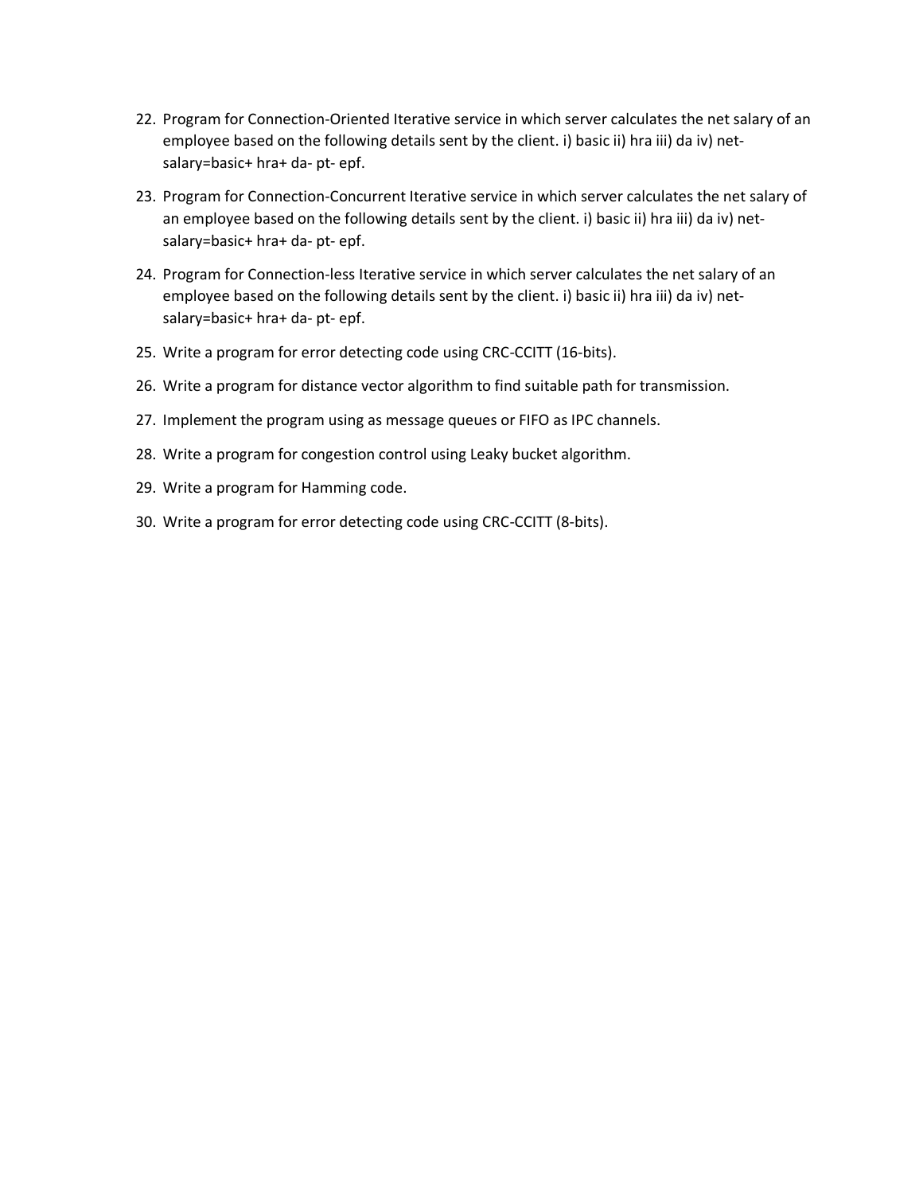22. Program for Connection-Oriented Iterative service in which server calculates the net salary of an employee based on the following details sent by the client. i) basic ii) hra iii) da iv) net-salary=basic+ hra+ da- pt- epf.
23. Program for Connection-Concurrent Iterative service in which server calculates the net salary of an employee based on the following details sent by the client. i) basic ii) hra iii) da iv) net-salary=basic+ hra+ da- pt- epf.
24. Program for Connection-less Iterative service in which server calculates the net salary of an employee based on the following details sent by the client. i) basic ii) hra iii) da iv) net-salary=basic+ hra+ da- pt- epf.
25. Write a program for error detecting code using CRC-CCITT (16-bits).
26. Write a program for distance vector algorithm to find suitable path for transmission.
27. Implement the program using as message queues or FIFO as IPC channels.
28. Write a program for congestion control using Leaky bucket algorithm.
29. Write a program for Hamming code.
30. Write a program for error detecting code using CRC-CCITT (8-bits).